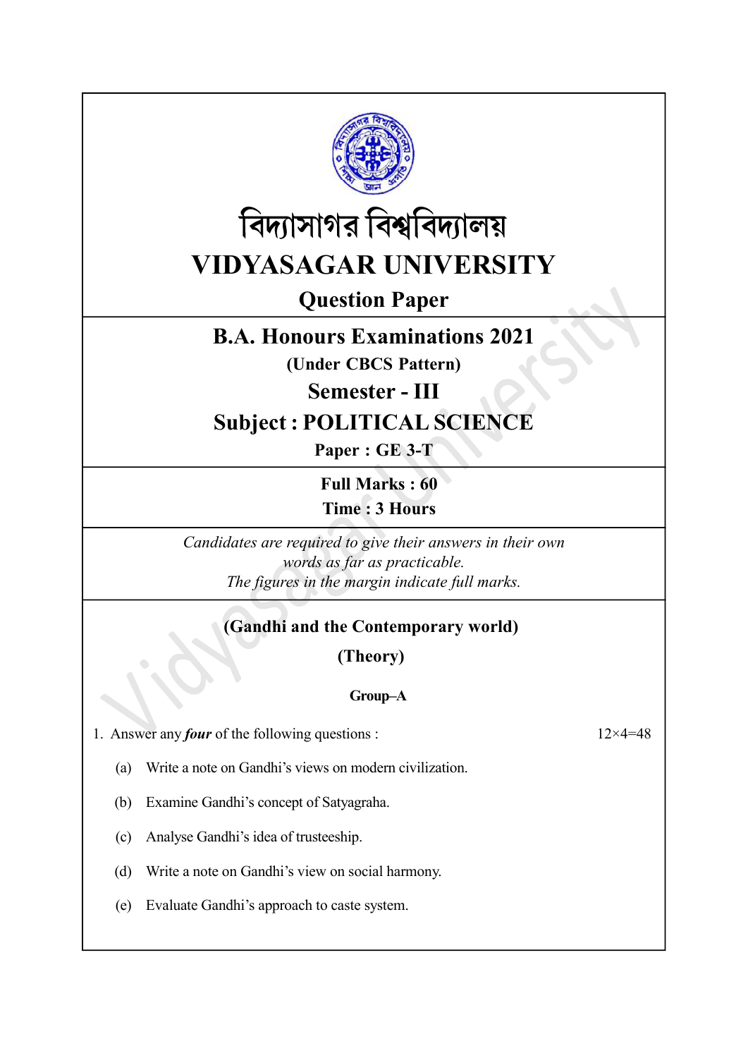# বিদ্যাসাগর বিশ্ববিদ্যালয়

# VIDYASAGAR UNIVERSITY

## Question Paper

## B.A. Honours Examinations 2021

**(Under CBCS Pattern)**

## Semester - III

## Subject : POLITICAL SCIENCE

**Paper : GE 3-T**

**Full Marks : 60**

**Time : 3 Hours**

*Candidates are required to give their answers in their own words as far as practicable.*

*The figures in the margin indicate full marks.*

### (Gandhi and the Contemporary world)

### (Theory)

**Group–A**

1. Answer any ***four*** of the following questions : 12×4=48

   (a) Write a note on Gandhi's views on modern civilization.

   (b) Examine Gandhi's concept of Satyagraha.

   (c) Analyse Gandhi's idea of trusteeship.

   (d) Write a note on Gandhi's view on social harmony.

   (e) Evaluate Gandhi's approach to caste system.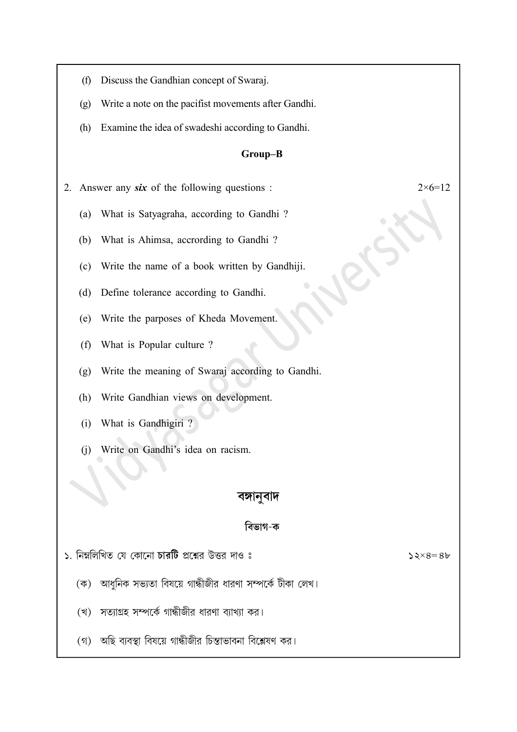(f) Discuss the Gandhian concept of Swaraj.

(g) Write a note on the pacifist movements after Gandhi.

(h) Examine the idea of swadeshi according to Gandhi.

**Group–B**

2. Answer any ***six*** of the following questions : $2 \times 6 = 12$

(a) What is Satyagraha, according to Gandhi ?

(b) What is Ahimsa, accrording to Gandhi ?

(c) Write the name of a book written by Gandhiji.

(d) Define tolerance according to Gandhi.

(e) Write the parposes of Kheda Movement.

(f) What is Popular culture ?

(g) Write the meaning of Swaraj according to Gandhi.

(h) Write Gandhian views on development.

(i) What is Gandhigiri ?

(j) Write on Gandhi's idea on racism.

## বঙ্গানুবাদ

**বিভাগ-ক**

১. নিম্নলিখিত যে কোনো **চারটি** প্রশ্নের উত্তর দাও ঃ ১২×৪=৪৮

(ক) আধুনিক সভ্যতা বিষয়ে গান্ধীজীর ধারণা সম্পর্কে টীকা লেখ।

(খ) সত্যাগ্রহ সম্পর্কে গান্ধীজীর ধারণা ব্যাখ্যা কর।

(গ) অছি ব্যবস্থা বিষয়ে গান্ধীজীর চিন্তাভাবনা বিশ্লেষণ কর।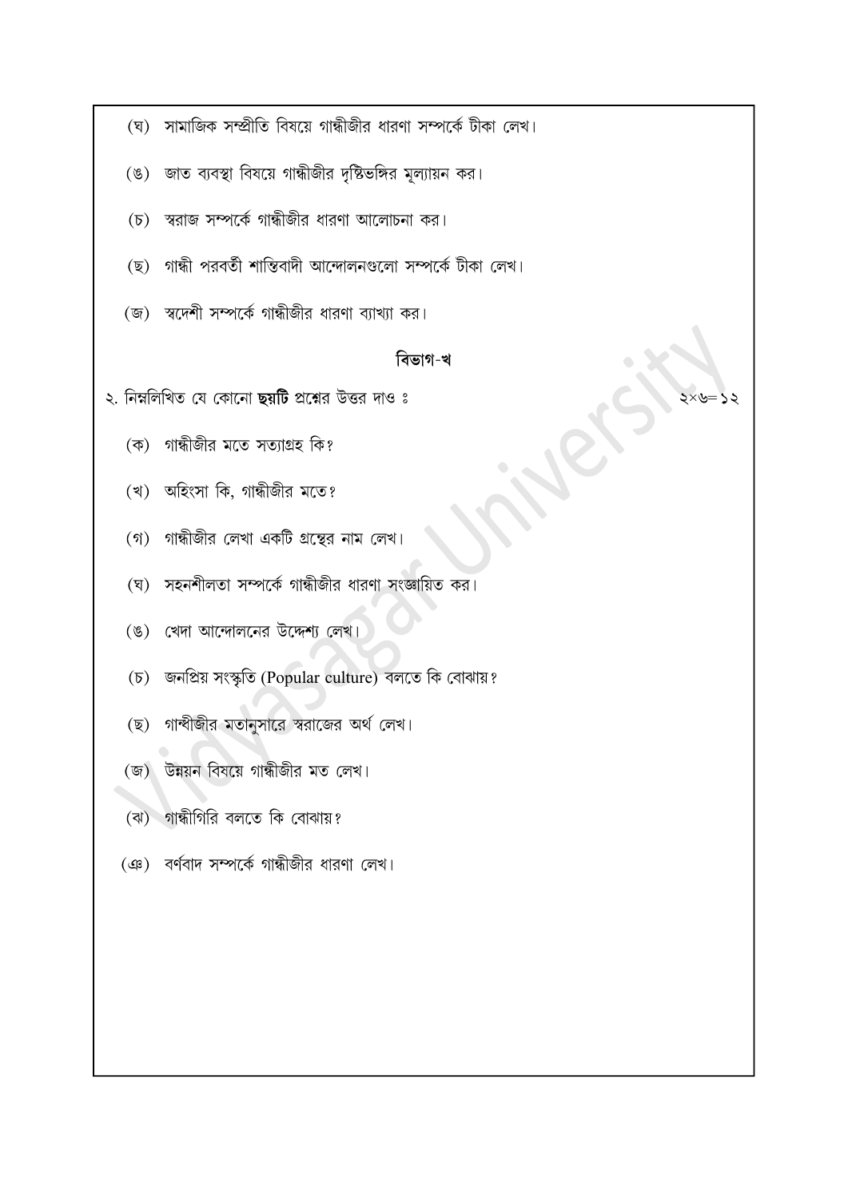(ঘ) সামাজিক সম্প্রীতি বিষয়ে গান্ধীজীর ধারণা সম্পর্কে টীকা লেখ।

(ঙ) জাত ব্যবস্থা বিষয়ে গান্ধীজীর দৃষ্টিভঙ্গির মূল্যায়ন কর।

(চ) স্বরাজ সম্পর্কে গান্ধীজীর ধারণা আলোচনা কর।

(ছ) গান্ধী পরবর্তী শান্তিবাদী আন্দোলনগুলো সম্পর্কে টীকা লেখ।

(জ) স্বদেশী সম্পর্কে গান্ধীজীর ধারণা ব্যাখ্যা কর।

## বিভাগ-খ

২. নিম্নলিখিত যে কোনো **ছয়টি** প্রশ্নের উত্তর দাও ঃ ২×৬=১২

(ক) গান্ধীজীর মতে সত্যাগ্রহ কি?

(খ) অহিংসা কি, গান্ধীজীর মতে?

(গ) গান্ধীজীর লেখা একটি গ্রন্থের নাম লেখ।

(ঘ) সহনশীলতা সম্পর্কে গান্ধীজীর ধারণা সংজ্ঞায়িত কর।

(ঙ) খেদা আন্দোলনের উদ্দেশ্য লেখ।

(চ) জনপ্রিয় সংস্কৃতি (Popular culture) বলতে কি বোঝায়?

(ছ) গান্ধীজীর মতানুসারে স্বরাজের অর্থ লেখ।

(জ) উন্নয়ন বিষয়ে গান্ধীজীর মত লেখ।

(ঝ) গান্ধীগিরি বলতে কি বোঝায়?

(ঞ) বর্ণবাদ সম্পর্কে গান্ধীজীর ধারণা লেখ।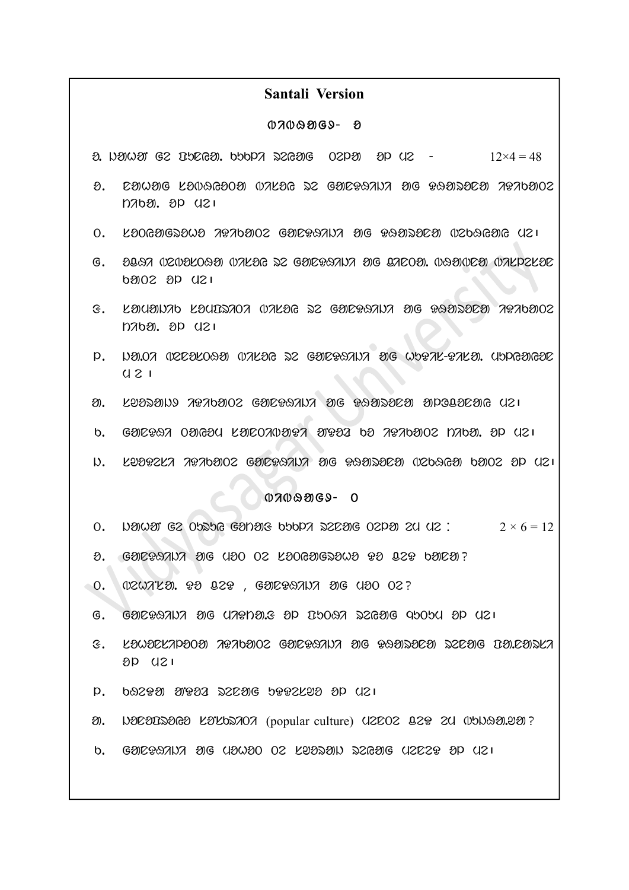## Santali Version

### ᱦᱟᱹᱴᱤᱧ- ᱑

᱑. ᱡᱟᱦᱟᱸ ᱜᱮ ᱯᱩᱱᱤᱭᱟᱹ ᱠᱩᱠᱞᱤ ᱨᱮᱭᱟᱜ ᱛᱮᱞᱟ ᱚᱞ ᱢᱮ - $12 \times 4 = 48$

᱑. ᱥᱟᱱᱛᱟᱲ ᱞᱚᱠᱥᱟᱸᱥᱠᱨᱤᱛᱤ ᱢᱟᱱᱛᱮ ᱨᱮ ᱞᱚᱠᱥᱟᱸᱥᱠᱨᱤᱛᱤ ᱨᱮ ᱵᱮᱣᱦᱟᱨ ᱵᱤᱵᱨᱚᱱ ᱦᱟᱞᱟᱝ ᱚᱞ ᱢᱮ।

᱒. ᱞᱚᱠᱜᱟᱹᱛᱷᱟᱹ ᱵᱤᱵᱨᱚᱱ ᱞᱚᱠᱥᱟᱸᱥᱠᱨᱤᱛᱤ ᱨᱮ ᱵᱮᱣᱦᱟᱨ ᱢᱮᱱᱛᱮᱜ ᱢᱮ।

᱓. ᱚᱥᱟ ᱢᱮᱱᱮᱞᱟᱠᱟᱱ ᱢᱟᱱᱛᱮ ᱨᱮ ᱞᱚᱠᱥᱟᱸᱥᱠᱨᱤᱛᱤ ᱨᱮ ᱚᱥᱟᱠᱟᱱ ᱢᱟᱨᱟᱝ ᱢᱟᱱᱛᱮ ᱵᱮᱣᱦᱟᱨ ᱚᱞ ᱢᱮ।

᱔. ᱞᱚᱠᱠᱟᱹᱦᱱᱤ ᱞᱚᱠᱥᱮᱨᱮᱧ ᱢᱟᱱᱛᱮ ᱨᱮ ᱞᱚᱠᱥᱟᱸᱥᱠᱨᱤᱛᱤ ᱨᱮ ᱵᱮᱣᱦᱟᱨ ᱵᱤᱵᱨᱚᱱ ᱦᱟᱞᱟᱝ ᱚᱞ ᱢᱮ।

᱕. ᱡᱚᱱᱚᱢ ᱢᱮᱱᱮᱞᱟᱠᱟᱱ ᱢᱟᱱᱛᱮ ᱨᱮ ᱞᱚᱠᱥᱟᱸᱥᱠᱨᱤᱛᱤ ᱨᱮ ᱥᱟᱹᱠᱷᱤ-ᱥᱟᱹᱵᱩᱛ ᱩᱫᱩᱜ ᱢᱮ।

᱖. ᱞᱚᱠᱜᱤᱛ ᱵᱮᱣᱦᱟᱨ ᱞᱚᱠᱥᱟᱸᱥᱠᱨᱤᱛᱤ ᱨᱮ ᱵᱮᱣᱦᱟᱨ ᱢᱟᱨᱟᱝᱟᱜ ᱢᱮ।

᱗. ᱞᱚᱠᱥᱟᱸᱥᱠᱨᱤᱛᱤ ᱛᱮᱦᱮᱧ ᱞᱚᱠᱡᱤᱣᱤ ᱢᱟᱱᱛᱮ ᱵᱚ ᱵᱮᱣᱦᱟᱨ ᱦᱟᱞᱟᱝ ᱚᱞ ᱢᱮ।

᱘. ᱞᱚᱠᱥᱮᱨᱮᱧ ᱵᱮᱣᱦᱟᱨ ᱞᱚᱠᱥᱟᱸᱥᱠᱨᱤᱛᱤ ᱨᱮ ᱵᱮᱣᱦᱟᱨ ᱢᱮᱱᱛᱮ ᱵᱚᱞᱚ ᱚᱞ ᱢᱮ।

### ᱦᱟᱹᱴᱤᱧ- ᱒

᱒. ᱡᱟᱦᱟᱸ ᱜᱮ ᱛᱩᱨᱩᱭ ᱜᱚᱴᱟᱜ ᱠᱩᱠᱞᱤ ᱨᱮᱭᱟᱜ ᱛᱮᱞᱟ ᱮᱢ ᱢᱮ : $2 \times 6 = 12$

᱑. ᱞᱚᱠᱥᱟᱸᱥᱠᱨᱤᱛᱤ ᱨᱮ ᱪᱮᱫ ᱫᱚ ᱞᱚᱠᱜᱟᱹᱛᱷᱟᱹ ᱥᱮ ᱟᱨᱥᱮ ᱵᱚᱞᱚᱢ?

᱒. ᱢᱮᱱᱮᱠᱟᱱ ᱥᱮ ᱟᱨᱥᱮ , ᱞᱚᱠᱥᱟᱸᱥᱠᱨᱤᱛᱤ ᱨᱮ ᱪᱮᱫ ᱫᱚ?

᱓. ᱞᱚᱠᱥᱟᱸᱥᱠᱨᱤᱛᱤ ᱨᱮ ᱪᱟᱥᱵᱟᱹᱥ ᱚᱞ ᱛᱩᱨᱩᱭ ᱠᱩᱠᱞᱤ ᱜᱚᱴᱟᱜ ᱚᱞ ᱢᱮ।

᱔. ᱞᱚᱠᱣᱟᱨᱮᱠᱟᱹᱞᱚ ᱵᱮᱣᱦᱟᱨ ᱞᱚᱠᱥᱟᱸᱥᱠᱨᱤᱛᱤ ᱨᱮ ᱥᱟᱱᱛᱟᱲ ᱠᱩᱠᱞᱤ ᱛᱷᱟᱹᱨᱠᱟᱹ ᱚᱞ ᱢᱮ।

᱕. ᱵᱟᱨᱥᱮ ᱢᱮᱱᱛᱮ ᱠᱩᱠᱞᱤ ᱵᱮᱥᱮᱠᱟᱛ ᱚᱞ ᱢᱮ।

᱖. ᱡᱮᱱᱛᱮᱨᱮᱭᱟ ᱞᱚᱠᱥᱟᱸᱥᱠᱨᱤᱛᱤ (popular culture) ᱪᱮᱫ ᱥᱮ ᱨᱮ ᱫᱚᱵᱷᱩᱥᱩᱵᱩᱥ?

᱗. ᱞᱚᱠᱥᱟᱸᱥᱠᱨᱤᱛᱤ ᱨᱮ ᱪᱟᱣᱟᱫ ᱫᱚ ᱞᱚᱠᱡᱤᱣᱤ ᱠᱩᱠᱞᱤ ᱪᱮᱫᱮᱥ ᱚᱞ ᱢᱮ।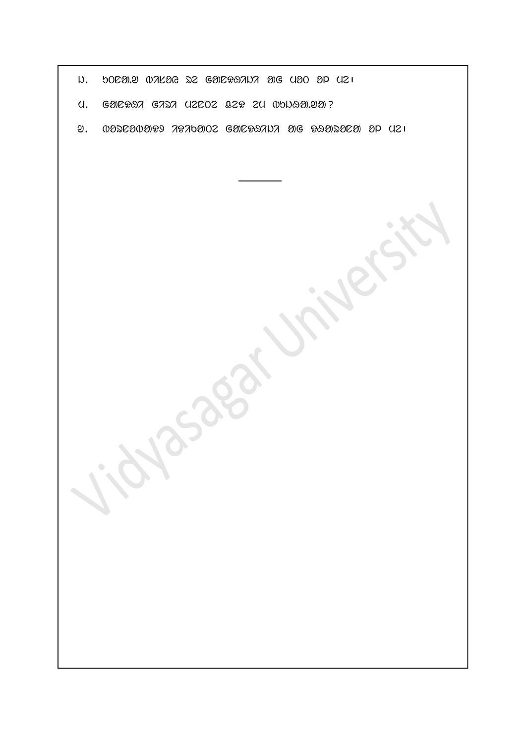᱘. ᱥᱚᱦᱨᱟᱭ ᱯᱟᱹᱨᱚᱵ ᱨᱮ ᱥᱮᱨᱮᱧᱠᱚ ᱨᱮᱭᱟᱜ ᱵᱤᱥᱚᱭ ᱚᱞ ᱢᱮ।

᱙. ᱥᱮᱨᱮᱧ ᱥᱟᱨᱟ ᱢᱮᱱᱮᱛ ᱫᱚ ᱪᱮᱫ ᱮᱢ ᱵᱩᱡᱷᱟᱹᱣᱟ?

᱑᱐. ᱥᱟᱱᱛᱟᱲ ᱥᱟᱶᱛᱟ ᱨᱮᱱᱟᱜ ᱥᱮᱨᱮᱧᱠᱚ ᱨᱮᱭᱟᱜ ᱵᱤᱥᱮᱥᱛᱟ ᱚᱞ ᱢᱮ।

---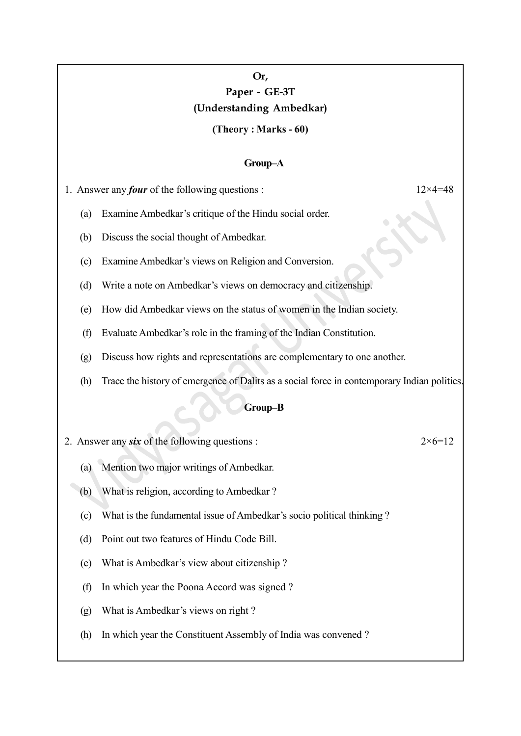**Or,**

## Paper - GE-3T

## (Understanding Ambedkar)

**(Theory : Marks - 60)**

### Group–A

1. Answer any ***four*** of the following questions : 12×4=48

   (a) Examine Ambedkar's critique of the Hindu social order.

   (b) Discuss the social thought of Ambedkar.

   (c) Examine Ambedkar's views on Religion and Conversion.

   (d) Write a note on Ambedkar's views on democracy and citizenship.

   (e) How did Ambedkar views on the status of women in the Indian society.

   (f) Evaluate Ambedkar's role in the framing of the Indian Constitution.

   (g) Discuss how rights and representations are complementary to one another.

   (h) Trace the history of emergence of Dalits as a social force in contemporary Indian politics.

### Group–B

2. Answer any ***six*** of the following questions : 2×6=12

   (a) Mention two major writings of Ambedkar.

   (b) What is religion, according to Ambedkar ?

   (c) What is the fundamental issue of Ambedkar's socio political thinking ?

   (d) Point out two features of Hindu Code Bill.

   (e) What is Ambedkar's view about citizenship ?

   (f) In which year the Poona Accord was signed ?

   (g) What is Ambedkar's views on right ?

   (h) In which year the Constituent Assembly of India was convened ?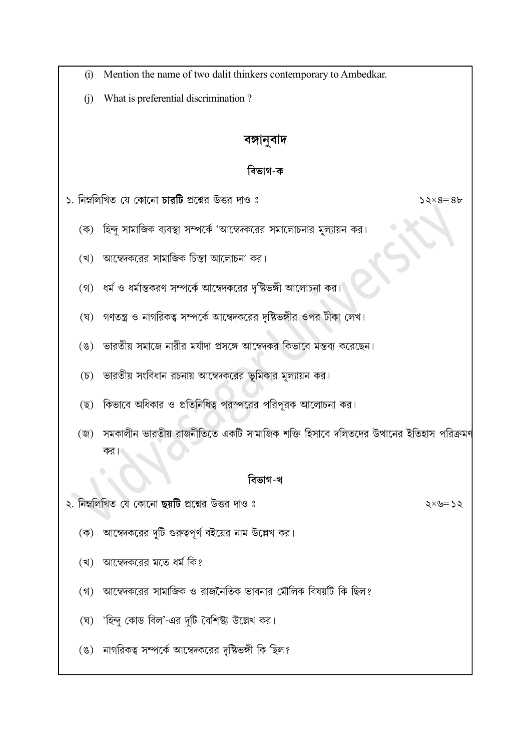(i) Mention the name of two dalit thinkers contemporary to Ambedkar.

(j) What is preferential discrimination ?

## বঙ্গানুবাদ

### বিভাগ-ক

১. নিম্নলিখিত যে কোনো **চারটি** প্রশ্নের উত্তর দাও ঃ ১২×৪=৪৮

(ক) হিন্দু সামাজিক ব্যবস্থা সম্পর্কে 'আম্বেদকরের সমালোচনার মূল্যায়ন কর।

(খ) আম্বেদকরের সামাজিক চিন্তা আলোচনা কর।

(গ) ধর্ম ও ধর্মান্তকরণ সম্পর্কে আম্বেদকরের দৃষ্টিভঙ্গী আলোচনা কর।

(ঘ) গণতন্ত্র ও নাগরিকত্ব সম্পর্কে আম্বেদকরের দৃষ্টিভঙ্গীর ওপর টীকা লেখ।

(ঙ) ভারতীয় সমাজে নারীর মর্যাদা প্রসঙ্গে আম্বেদকর কিভাবে মন্তব্য করেছেন।

(চ) ভারতীয় সংবিধান রচনায় আম্বেদকরের ভূমিকার মূল্যায়ন কর।

(ছ) কিভাবে অধিকার ও প্রতিনিধিত্ব পরস্পরের পরিপূরক আলোচনা কর।

(জ) সমকালীন ভারতীয় রাজনীতিতে একটি সামাজিক শক্তি হিসাবে দলিতদের উত্থানের ইতিহাস পরিক্রমণ কর।

### বিভাগ-খ

২. নিম্নলিখিত যে কোনো **ছয়টি** প্রশ্নের উত্তর দাও ঃ ২×৬=১২

(ক) আম্বেদকরের দুটি গুরুত্বপূর্ণ বইয়ের নাম উল্লেখ কর।

(খ) আম্বেদকরের মতে ধর্ম কি?

(গ) আম্বেদকরের সামাজিক ও রাজনৈতিক ভাবনার মৌলিক বিষয়টি কি ছিল?

(ঘ) 'হিন্দু কোড বিল'-এর দুটি বৈশিষ্ট্য উল্লেখ কর।

(ঙ) নাগরিকত্ব সম্পর্কে আম্বেদকরের দৃষ্টিভঙ্গী কি ছিল?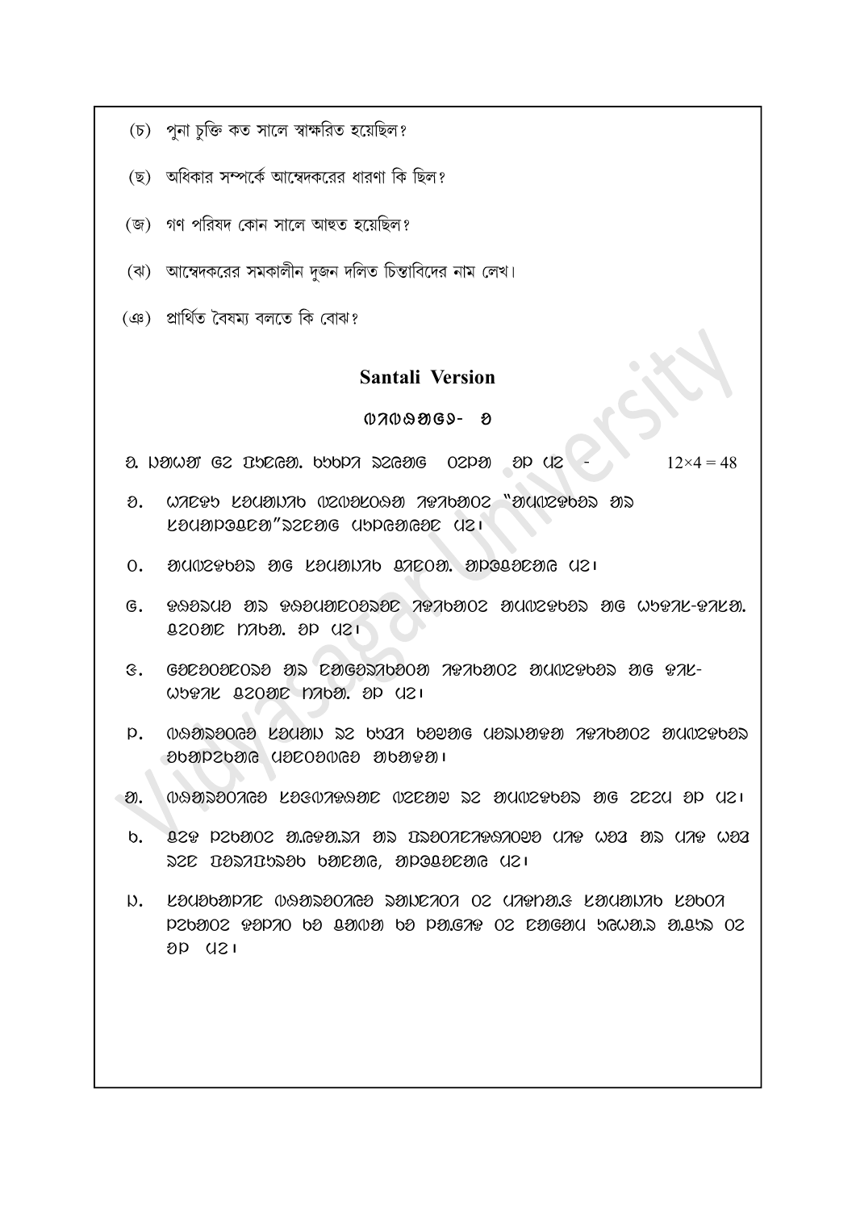(চ) পুনা চুক্তি কত সালে স্বাক্ষরিত হয়েছিল?

(ছ) অধিকার সম্পর্কে আম্বেদকরের ধারণা কি ছিল?

(জ) গণ পরিষদ কোন সালে আহুত হয়েছিল?

(ঝ) আম্বেদকরের সমকালীন দুজন দলিত চিন্তাবিদের নাম লেখ।

(ঞ) প্রার্থিত বৈষম্য বলতে কি বোঝ?

## Santali Version

### ᱦᱟᱹᱴᱤᱧ - ᱚ

ᱚ. ᱡᱟᱦᱟᱸ ᱜᱮ ᱯᱩᱱᱟᱜ ᱠᱩᱠᱞᱤ ᱨᱮᱭᱟᱜ ᱛᱮᱞᱟ ᱚᱞ ᱢᱮ - $12\times4 = 48$

ᱚ. ᱣᱟᱨᱫᱷᱟ ᱠᱚᱱᱢᱤᱴᱤ ᱨᱮᱭᱟᱜ ᱢᱩᱬᱩᱛ ᱠᱟᱛᱷᱟ "ᱟᱢᱵᱮᱫᱠᱟᱨ ᱟᱨ ᱠᱚᱱᱥᱴᱤᱴᱩᱭᱮᱱᱴ ᱮᱥᱮᱢᱵᱞᱤ" ᱵᱤᱥᱚᱭ ᱨᱮ ᱚᱞ ᱢᱮ।

ᱛ. ᱟᱢᱵᱮᱫᱠᱟᱨ ᱟᱜ ᱠᱚᱱᱢᱤᱴᱤ ᱵᱤᱪᱟᱹᱨ ᱟᱹᱭᱩᱨ ᱚᱞ ᱢᱮ।

ᱜ. ᱥᱚᱢᱟᱡ ᱟᱨ ᱥᱚᱢᱟᱡᱤᱠ ᱱᱤᱭᱟᱹᱣ ᱵᱟᱵᱚᱛ ᱟᱢᱵᱮᱫᱠᱟᱨ ᱟᱜ ᱣᱤᱪᱟᱨ-ᱫᱷᱟᱨᱟ ᱵᱤᱥᱚᱭ ᱨᱮ ᱚᱞ ᱢᱮ।

ᱝ. ᱜᱚᱵᱚᱨᱚᱢᱮᱱᱴ ᱟᱨ ᱨᱟᱡᱱᱤᱛᱤ ᱵᱟᱵᱚᱛ ᱟᱢᱵᱮᱫᱠᱟᱨ ᱟᱜ ᱫᱷᱟᱨ-ᱣᱤᱪᱟᱨ ᱵᱤᱥᱚᱭ ᱨᱮ ᱚᱞ ᱢᱮ।

ᱞ. ᱵᱷᱟᱨᱚᱛ ᱠᱚᱱᱥᱴᱤᱴᱤᱭᱩᱥᱚᱱ ᱛᱮᱭᱟᱨ ᱨᱮ ᱟᱢᱵᱮᱫᱠᱟᱨ ᱟᱜ ᱡᱤᱣᱤ ᱵᱟᱵᱚᱛ ᱟᱹᱭᱩᱨ ᱚᱞ ᱢᱮ।

ᱟ. ᱵᱷᱟᱨᱚᱛ ᱠᱚᱱᱥᱴᱤᱴᱤᱭᱩᱥᱚᱱ ᱨᱮ ᱟᱢᱵᱮᱫᱠᱟᱨ ᱟᱜ ᱫᱟᱱ ᱚᱞ ᱢᱮ।

ᱠ. ᱫᱮᱥ ᱨᱮ ᱟᱹᱰᱤ ᱟᱨ ᱥᱟᱹᱯᱷᱟᱹ ᱵᱮᱵᱚᱥᱛᱷᱟ ᱵᱟᱵᱚᱛ ᱢᱟᱨᱟᱝ ᱠᱟᱛᱷᱟ, ᱵᱤᱪᱟᱹᱨ ᱚᱞ ᱢᱮ।

ᱡ. ᱠᱚᱱᱥᱴᱤᱴᱤᱭᱩᱥᱚᱱ ᱵᱷᱟᱨᱚᱛ ᱨᱮ ᱥᱮᱠᱩᱞᱟᱨ ᱠᱚᱱᱥᱴᱤᱴᱤᱭᱩᱥᱚᱱ ᱨᱮᱭᱟᱜ ᱚᱱᱩᱥᱟᱹᱨ ᱟᱹᱭᱩᱨ ᱚᱞ ᱢᱮ।